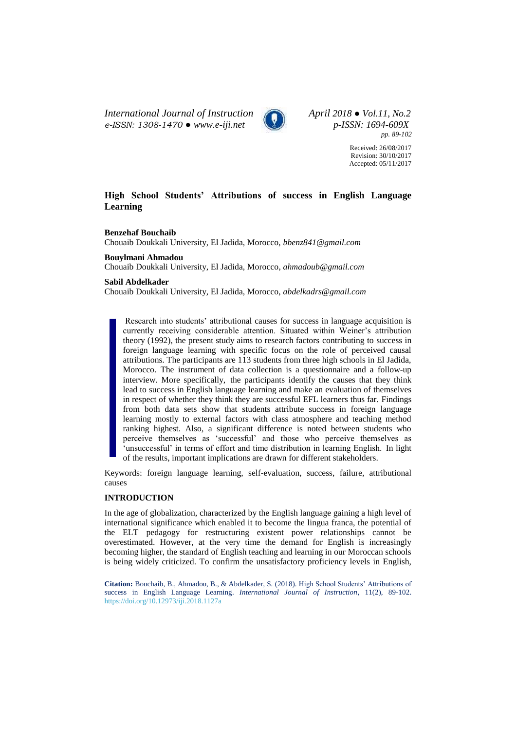# High School Students' Attributions of success in English Language Learning

**Benzehaf Bouchaib**
Chouaib Doukkali University, El Jadida, Morocco, *bbenz841@gmail.com*

**Bouylmani Ahmadou**
Chouaib Doukkali University, El Jadida, Morocco, *ahmadoub@gmail.com*

**Sabil Abdelkader**
Chouaib Doukkali University, El Jadida, Morocco, *abdelkadrs@gmail.com*

Research into students' attributional causes for success in language acquisition is currently receiving considerable attention. Situated within Weiner's attribution theory (1992), the present study aims to research factors contributing to success in foreign language learning with specific focus on the role of perceived causal attributions. The participants are 113 students from three high schools in El Jadida, Morocco. The instrument of data collection is a questionnaire and a follow-up interview. More specifically, the participants identify the causes that they think lead to success in English language learning and make an evaluation of themselves in respect of whether they think they are successful EFL learners thus far. Findings from both data sets show that students attribute success in foreign language learning mostly to external factors with class atmosphere and teaching method ranking highest. Also, a significant difference is noted between students who perceive themselves as 'successful' and those who perceive themselves as 'unsuccessful' in terms of effort and time distribution in learning English. In light of the results, important implications are drawn for different stakeholders.

Keywords: foreign language learning, self-evaluation, success, failure, attributional causes

## INTRODUCTION

In the age of globalization, characterized by the English language gaining a high level of international significance which enabled it to become the lingua franca, the potential of the ELT pedagogy for restructuring existent power relationships cannot be overestimated. However, at the very time the demand for English is increasingly becoming higher, the standard of English teaching and learning in our Moroccan schools is being widely criticized. To confirm the unsatisfactory proficiency levels in English,

**Citation:** Bouchaib, B., Ahmadou, B., & Abdelkader, S. (2018). High School Students' Attributions of success in English Language Learning. *International Journal of Instruction*, 11(2), 89-102. https://doi.org/10.12973/iji.2018.1127a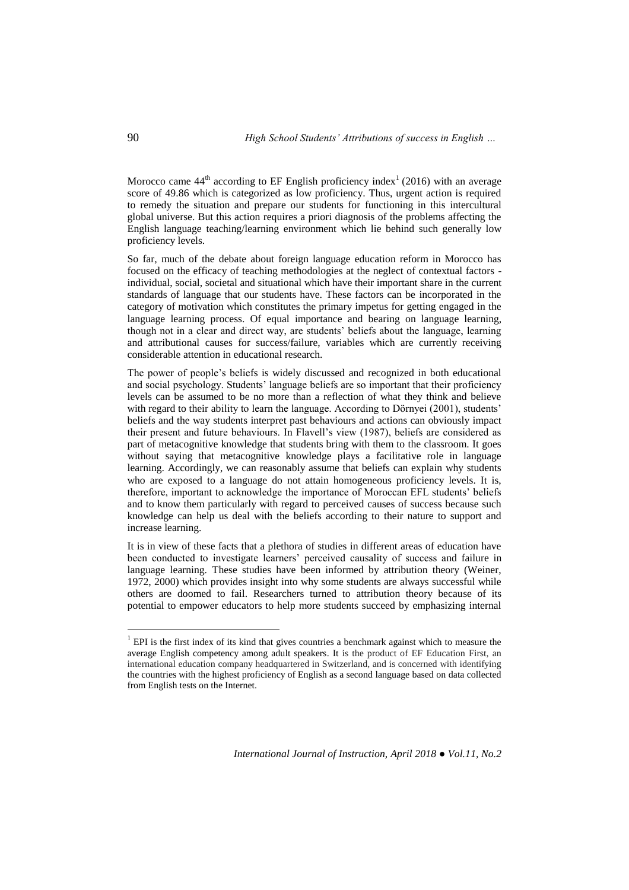Morocco came 44th according to EF English proficiency index[1] (2016) with an average score of 49.86 which is categorized as low proficiency. Thus, urgent action is required to remedy the situation and prepare our students for functioning in this intercultural global universe. But this action requires a priori diagnosis of the problems affecting the English language teaching/learning environment which lie behind such generally low proficiency levels.

So far, much of the debate about foreign language education reform in Morocco has focused on the efficacy of teaching methodologies at the neglect of contextual factors - individual, social, societal and situational which have their important share in the current standards of language that our students have. These factors can be incorporated in the category of motivation which constitutes the primary impetus for getting engaged in the language learning process. Of equal importance and bearing on language learning, though not in a clear and direct way, are students' beliefs about the language, learning and attributional causes for success/failure, variables which are currently receiving considerable attention in educational research.

The power of people's beliefs is widely discussed and recognized in both educational and social psychology. Students' language beliefs are so important that their proficiency levels can be assumed to be no more than a reflection of what they think and believe with regard to their ability to learn the language. According to Dörnyei (2001), students' beliefs and the way students interpret past behaviours and actions can obviously impact their present and future behaviours. In Flavell's view (1987), beliefs are considered as part of metacognitive knowledge that students bring with them to the classroom. It goes without saying that metacognitive knowledge plays a facilitative role in language learning. Accordingly, we can reasonably assume that beliefs can explain why students who are exposed to a language do not attain homogeneous proficiency levels. It is, therefore, important to acknowledge the importance of Moroccan EFL students' beliefs and to know them particularly with regard to perceived causes of success because such knowledge can help us deal with the beliefs according to their nature to support and increase learning.

It is in view of these facts that a plethora of studies in different areas of education have been conducted to investigate learners' perceived causality of success and failure in language learning. These studies have been informed by attribution theory (Weiner, 1972, 2000) which provides insight into why some students are always successful while others are doomed to fail. Researchers turned to attribution theory because of its potential to empower educators to help more students succeed by emphasizing internal

[1] EPI is the first index of its kind that gives countries a benchmark against which to measure the average English competency among adult speakers. It is the product of EF Education First, an international education company headquartered in Switzerland, and is concerned with identifying the countries with the highest proficiency of English as a second language based on data collected from English tests on the Internet.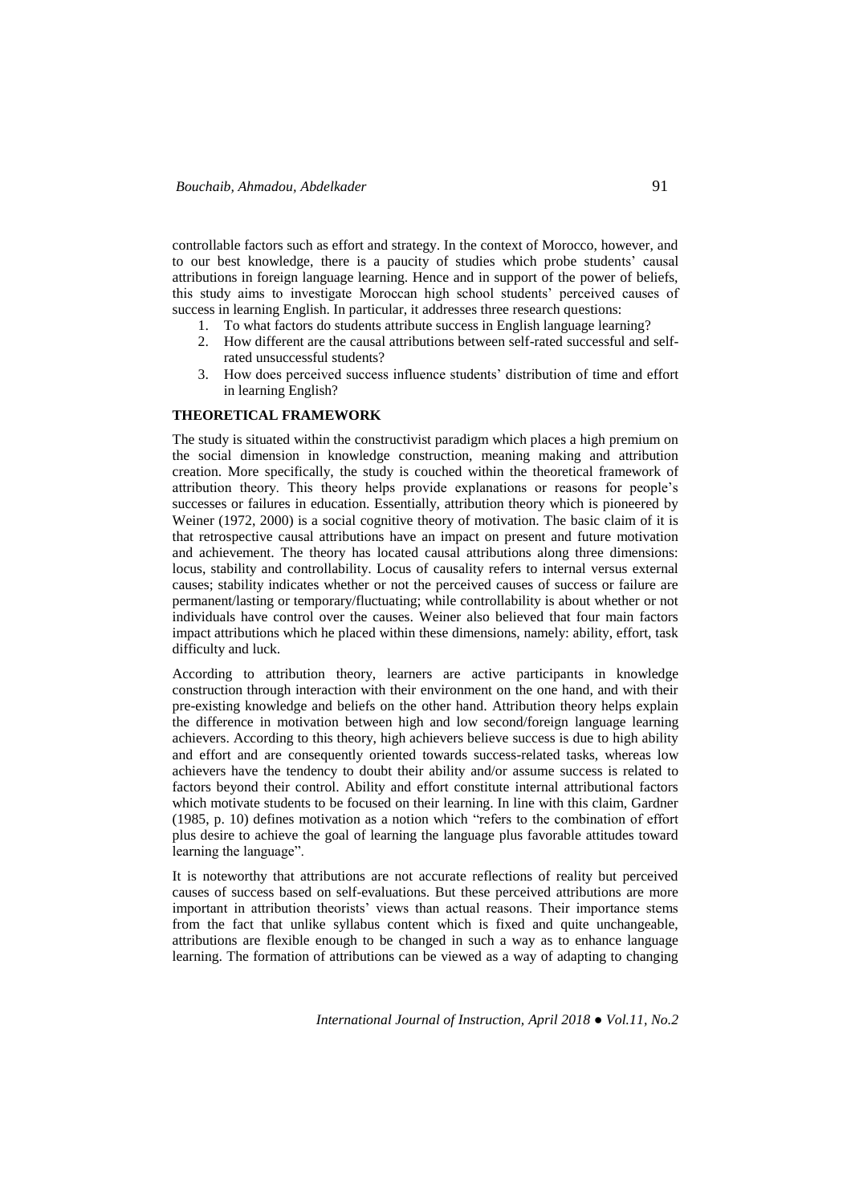controllable factors such as effort and strategy. In the context of Morocco, however, and to our best knowledge, there is a paucity of studies which probe students' causal attributions in foreign language learning. Hence and in support of the power of beliefs, this study aims to investigate Moroccan high school students' perceived causes of success in learning English. In particular, it addresses three research questions:

1. To what factors do students attribute success in English language learning?
2. How different are the causal attributions between self-rated successful and self-rated unsuccessful students?
3. How does perceived success influence students' distribution of time and effort in learning English?

## THEORETICAL FRAMEWORK

The study is situated within the constructivist paradigm which places a high premium on the social dimension in knowledge construction, meaning making and attribution creation. More specifically, the study is couched within the theoretical framework of attribution theory. This theory helps provide explanations or reasons for people's successes or failures in education. Essentially, attribution theory which is pioneered by Weiner (1972, 2000) is a social cognitive theory of motivation. The basic claim of it is that retrospective causal attributions have an impact on present and future motivation and achievement. The theory has located causal attributions along three dimensions: locus, stability and controllability. Locus of causality refers to internal versus external causes; stability indicates whether or not the perceived causes of success or failure are permanent/lasting or temporary/fluctuating; while controllability is about whether or not individuals have control over the causes. Weiner also believed that four main factors impact attributions which he placed within these dimensions, namely: ability, effort, task difficulty and luck.

According to attribution theory, learners are active participants in knowledge construction through interaction with their environment on the one hand, and with their pre-existing knowledge and beliefs on the other hand. Attribution theory helps explain the difference in motivation between high and low second/foreign language learning achievers. According to this theory, high achievers believe success is due to high ability and effort and are consequently oriented towards success-related tasks, whereas low achievers have the tendency to doubt their ability and/or assume success is related to factors beyond their control. Ability and effort constitute internal attributional factors which motivate students to be focused on their learning. In line with this claim, Gardner (1985, p. 10) defines motivation as a notion which "refers to the combination of effort plus desire to achieve the goal of learning the language plus favorable attitudes toward learning the language".

It is noteworthy that attributions are not accurate reflections of reality but perceived causes of success based on self-evaluations. But these perceived attributions are more important in attribution theorists' views than actual reasons. Their importance stems from the fact that unlike syllabus content which is fixed and quite unchangeable, attributions are flexible enough to be changed in such a way as to enhance language learning. The formation of attributions can be viewed as a way of adapting to changing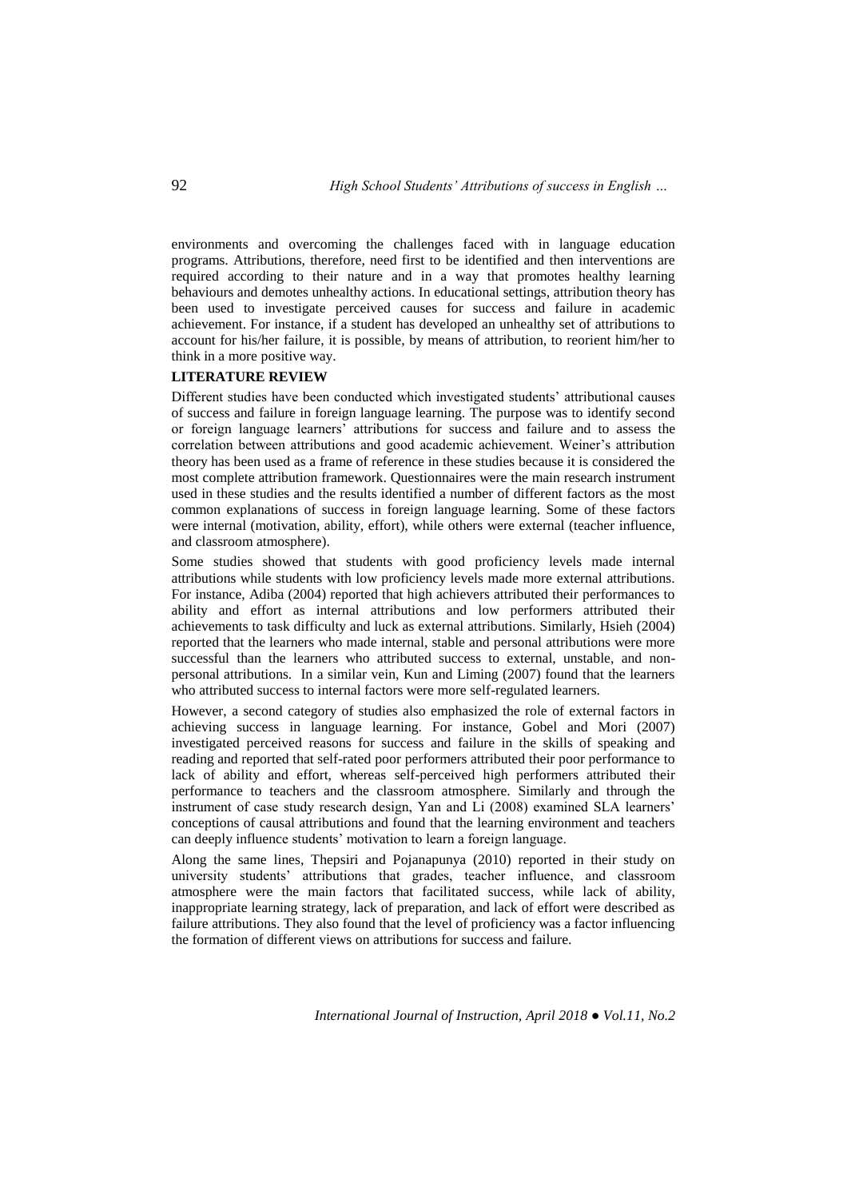environments and overcoming the challenges faced with in language education programs. Attributions, therefore, need first to be identified and then interventions are required according to their nature and in a way that promotes healthy learning behaviours and demotes unhealthy actions. In educational settings, attribution theory has been used to investigate perceived causes for success and failure in academic achievement. For instance, if a student has developed an unhealthy set of attributions to account for his/her failure, it is possible, by means of attribution, to reorient him/her to think in a more positive way.

## LITERATURE REVIEW

Different studies have been conducted which investigated students' attributional causes of success and failure in foreign language learning. The purpose was to identify second or foreign language learners' attributions for success and failure and to assess the correlation between attributions and good academic achievement. Weiner's attribution theory has been used as a frame of reference in these studies because it is considered the most complete attribution framework. Questionnaires were the main research instrument used in these studies and the results identified a number of different factors as the most common explanations of success in foreign language learning. Some of these factors were internal (motivation, ability, effort), while others were external (teacher influence, and classroom atmosphere).

Some studies showed that students with good proficiency levels made internal attributions while students with low proficiency levels made more external attributions. For instance, Adiba (2004) reported that high achievers attributed their performances to ability and effort as internal attributions and low performers attributed their achievements to task difficulty and luck as external attributions. Similarly, Hsieh (2004) reported that the learners who made internal, stable and personal attributions were more successful than the learners who attributed success to external, unstable, and non-personal attributions. In a similar vein, Kun and Liming (2007) found that the learners who attributed success to internal factors were more self-regulated learners.

However, a second category of studies also emphasized the role of external factors in achieving success in language learning. For instance, Gobel and Mori (2007) investigated perceived reasons for success and failure in the skills of speaking and reading and reported that self-rated poor performers attributed their poor performance to lack of ability and effort, whereas self-perceived high performers attributed their performance to teachers and the classroom atmosphere. Similarly and through the instrument of case study research design, Yan and Li (2008) examined SLA learners' conceptions of causal attributions and found that the learning environment and teachers can deeply influence students' motivation to learn a foreign language.

Along the same lines, Thepsiri and Pojanapunya (2010) reported in their study on university students' attributions that grades, teacher influence, and classroom atmosphere were the main factors that facilitated success, while lack of ability, inappropriate learning strategy, lack of preparation, and lack of effort were described as failure attributions. They also found that the level of proficiency was a factor influencing the formation of different views on attributions for success and failure.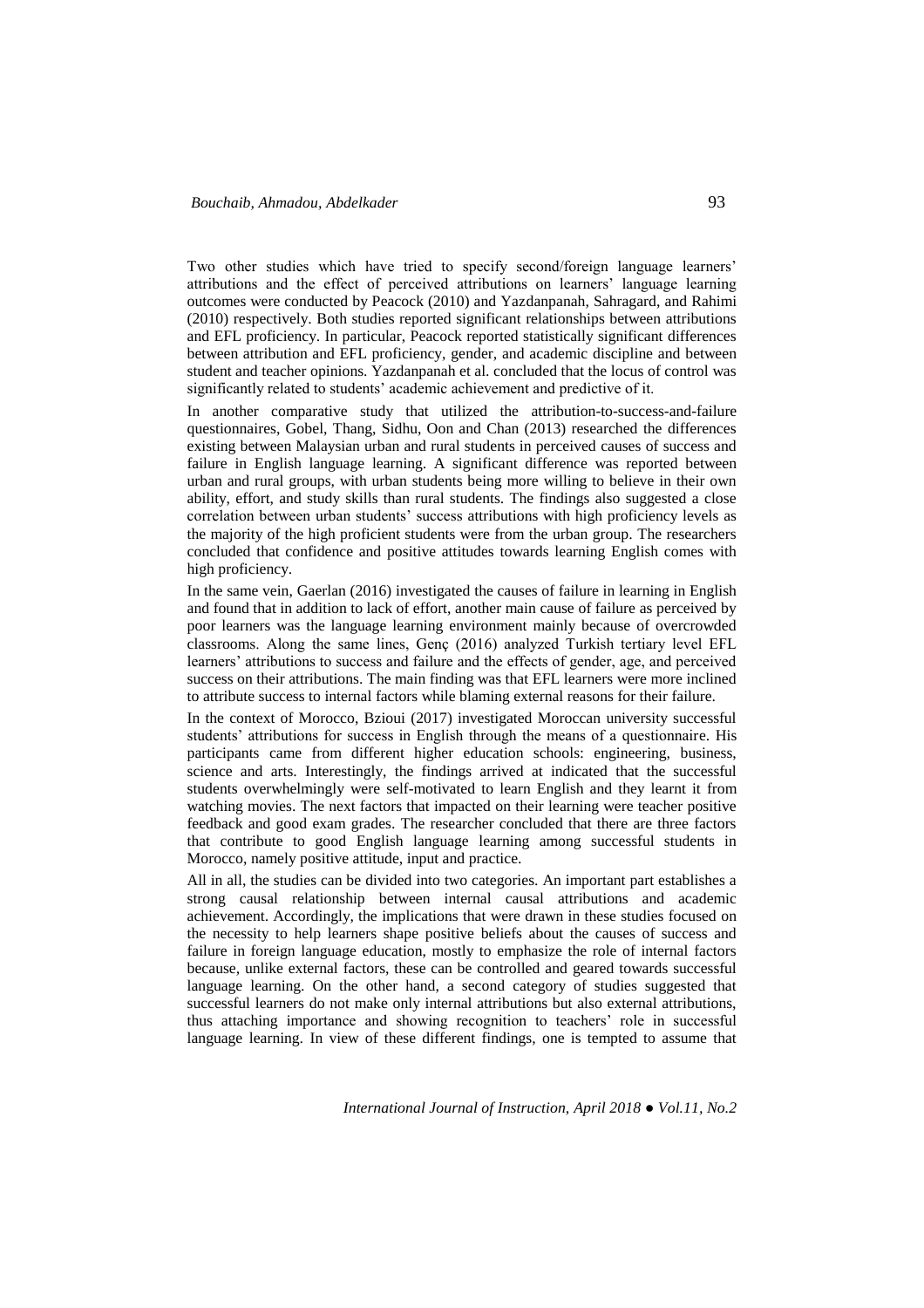Two other studies which have tried to specify second/foreign language learners' attributions and the effect of perceived attributions on learners' language learning outcomes were conducted by Peacock (2010) and Yazdanpanah, Sahragard, and Rahimi (2010) respectively. Both studies reported significant relationships between attributions and EFL proficiency. In particular, Peacock reported statistically significant differences between attribution and EFL proficiency, gender, and academic discipline and between student and teacher opinions. Yazdanpanah et al. concluded that the locus of control was significantly related to students' academic achievement and predictive of it.

In another comparative study that utilized the attribution-to-success-and-failure questionnaires, Gobel, Thang, Sidhu, Oon and Chan (2013) researched the differences existing between Malaysian urban and rural students in perceived causes of success and failure in English language learning. A significant difference was reported between urban and rural groups, with urban students being more willing to believe in their own ability, effort, and study skills than rural students. The findings also suggested a close correlation between urban students' success attributions with high proficiency levels as the majority of the high proficient students were from the urban group. The researchers concluded that confidence and positive attitudes towards learning English comes with high proficiency.

In the same vein, Gaerlan (2016) investigated the causes of failure in learning in English and found that in addition to lack of effort, another main cause of failure as perceived by poor learners was the language learning environment mainly because of overcrowded classrooms. Along the same lines, Genç (2016) analyzed Turkish tertiary level EFL learners' attributions to success and failure and the effects of gender, age, and perceived success on their attributions. The main finding was that EFL learners were more inclined to attribute success to internal factors while blaming external reasons for their failure.

In the context of Morocco, Bzioui (2017) investigated Moroccan university successful students' attributions for success in English through the means of a questionnaire. His participants came from different higher education schools: engineering, business, science and arts. Interestingly, the findings arrived at indicated that the successful students overwhelmingly were self-motivated to learn English and they learnt it from watching movies. The next factors that impacted on their learning were teacher positive feedback and good exam grades. The researcher concluded that there are three factors that contribute to good English language learning among successful students in Morocco, namely positive attitude, input and practice.

All in all, the studies can be divided into two categories. An important part establishes a strong causal relationship between internal causal attributions and academic achievement. Accordingly, the implications that were drawn in these studies focused on the necessity to help learners shape positive beliefs about the causes of success and failure in foreign language education, mostly to emphasize the role of internal factors because, unlike external factors, these can be controlled and geared towards successful language learning. On the other hand, a second category of studies suggested that successful learners do not make only internal attributions but also external attributions, thus attaching importance and showing recognition to teachers' role in successful language learning. In view of these different findings, one is tempted to assume that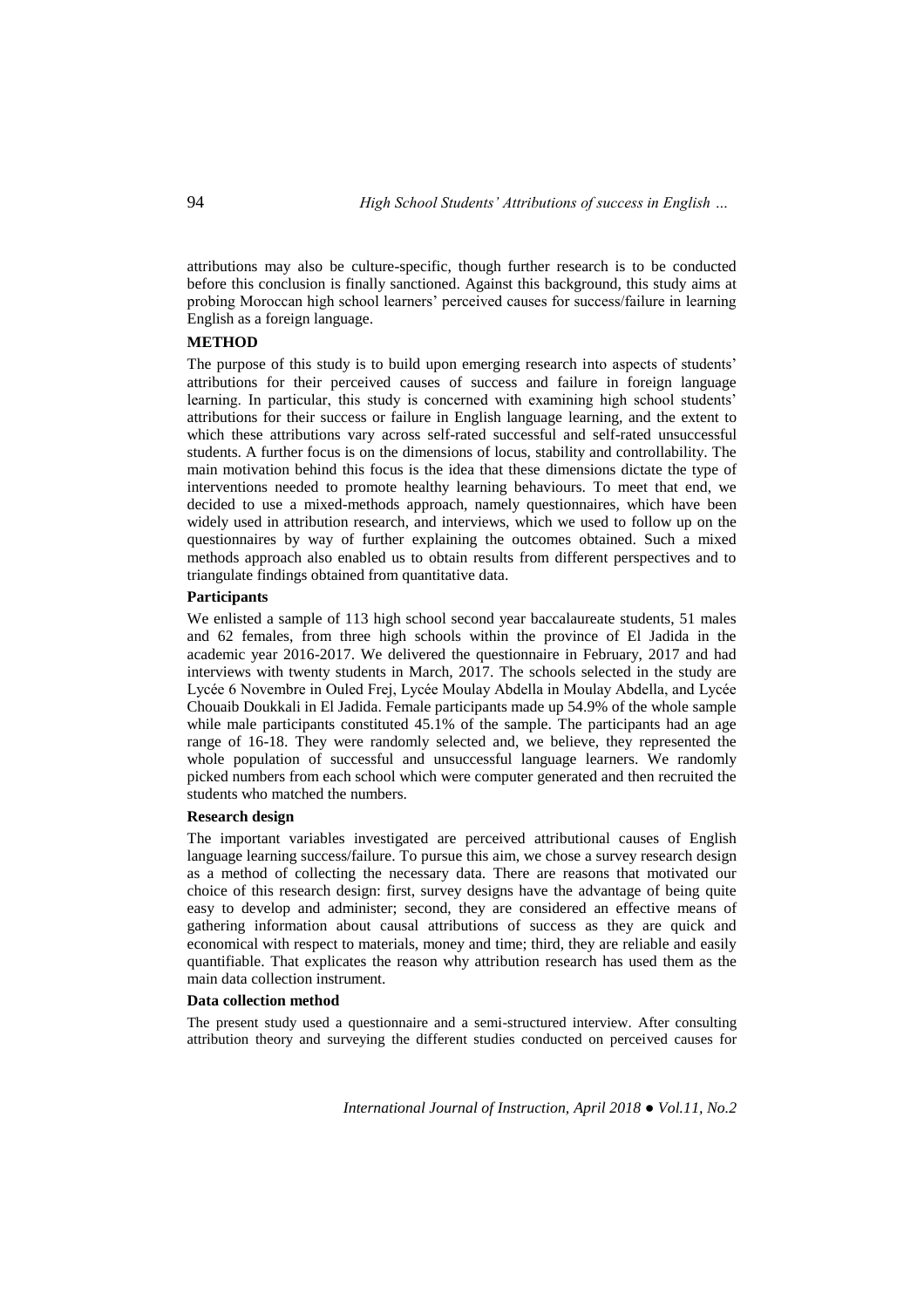attributions may also be culture-specific, though further research is to be conducted before this conclusion is finally sanctioned. Against this background, this study aims at probing Moroccan high school learners' perceived causes for success/failure in learning English as a foreign language.

## METHOD

The purpose of this study is to build upon emerging research into aspects of students' attributions for their perceived causes of success and failure in foreign language learning. In particular, this study is concerned with examining high school students' attributions for their success or failure in English language learning, and the extent to which these attributions vary across self-rated successful and self-rated unsuccessful students. A further focus is on the dimensions of locus, stability and controllability. The main motivation behind this focus is the idea that these dimensions dictate the type of interventions needed to promote healthy learning behaviours. To meet that end, we decided to use a mixed-methods approach, namely questionnaires, which have been widely used in attribution research, and interviews, which we used to follow up on the questionnaires by way of further explaining the outcomes obtained. Such a mixed methods approach also enabled us to obtain results from different perspectives and to triangulate findings obtained from quantitative data.

### Participants

We enlisted a sample of 113 high school second year baccalaureate students, 51 males and 62 females, from three high schools within the province of El Jadida in the academic year 2016-2017. We delivered the questionnaire in February, 2017 and had interviews with twenty students in March, 2017. The schools selected in the study are Lycée 6 Novembre in Ouled Frej, Lycée Moulay Abdella in Moulay Abdella, and Lycée Chouaib Doukkali in El Jadida. Female participants made up 54.9% of the whole sample while male participants constituted 45.1% of the sample. The participants had an age range of 16-18. They were randomly selected and, we believe, they represented the whole population of successful and unsuccessful language learners. We randomly picked numbers from each school which were computer generated and then recruited the students who matched the numbers.

### Research design

The important variables investigated are perceived attributional causes of English language learning success/failure. To pursue this aim, we chose a survey research design as a method of collecting the necessary data. There are reasons that motivated our choice of this research design: first, survey designs have the advantage of being quite easy to develop and administer; second, they are considered an effective means of gathering information about causal attributions of success as they are quick and economical with respect to materials, money and time; third, they are reliable and easily quantifiable. That explicates the reason why attribution research has used them as the main data collection instrument.

### Data collection method

The present study used a questionnaire and a semi-structured interview. After consulting attribution theory and surveying the different studies conducted on perceived causes for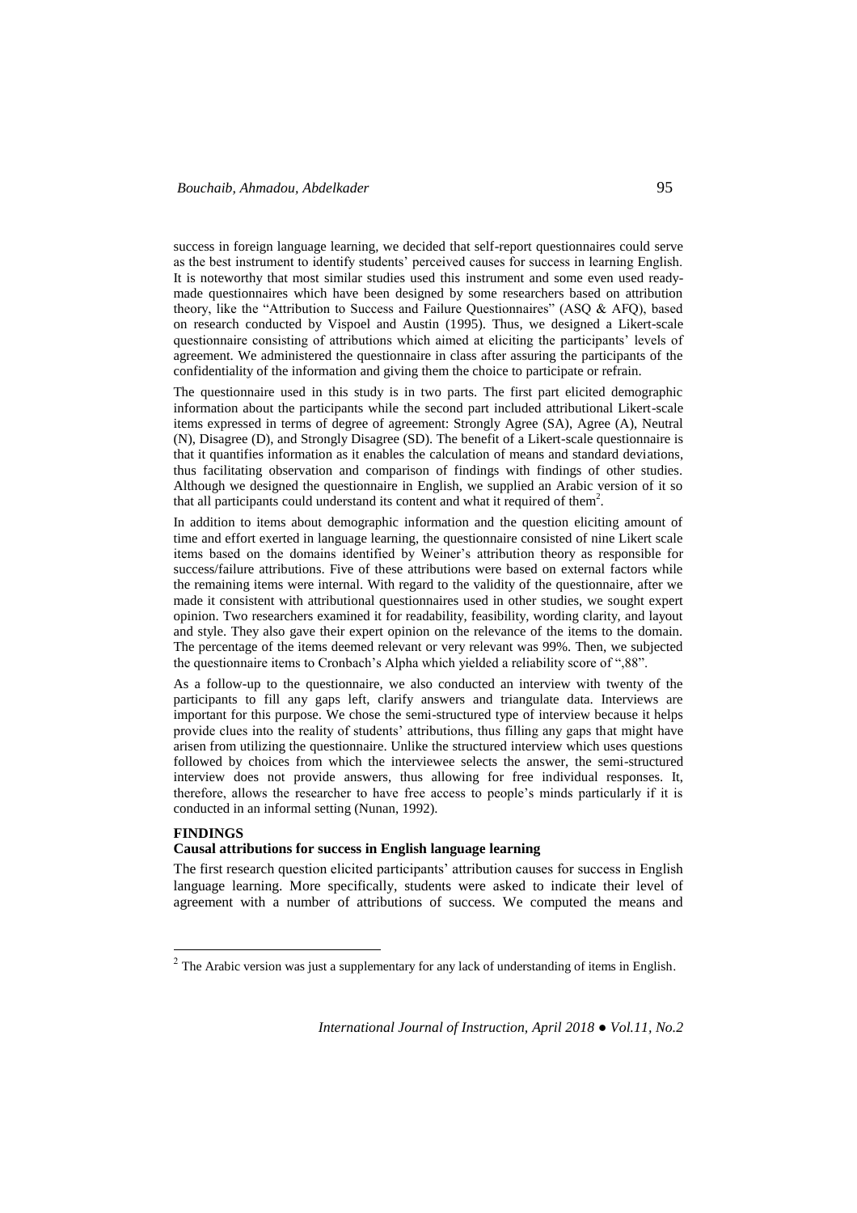success in foreign language learning, we decided that self-report questionnaires could serve as the best instrument to identify students' perceived causes for success in learning English. It is noteworthy that most similar studies used this instrument and some even used ready-made questionnaires which have been designed by some researchers based on attribution theory, like the "Attribution to Success and Failure Questionnaires" (ASQ & AFQ), based on research conducted by Vispoel and Austin (1995). Thus, we designed a Likert-scale questionnaire consisting of attributions which aimed at eliciting the participants' levels of agreement. We administered the questionnaire in class after assuring the participants of the confidentiality of the information and giving them the choice to participate or refrain.

The questionnaire used in this study is in two parts. The first part elicited demographic information about the participants while the second part included attributional Likert-scale items expressed in terms of degree of agreement: Strongly Agree (SA), Agree (A), Neutral (N), Disagree (D), and Strongly Disagree (SD). The benefit of a Likert-scale questionnaire is that it quantifies information as it enables the calculation of means and standard deviations, thus facilitating observation and comparison of findings with findings of other studies. Although we designed the questionnaire in English, we supplied an Arabic version of it so that all participants could understand its content and what it required of them[2].

In addition to items about demographic information and the question eliciting amount of time and effort exerted in language learning, the questionnaire consisted of nine Likert scale items based on the domains identified by Weiner's attribution theory as responsible for success/failure attributions. Five of these attributions were based on external factors while the remaining items were internal. With regard to the validity of the questionnaire, after we made it consistent with attributional questionnaires used in other studies, we sought expert opinion. Two researchers examined it for readability, feasibility, wording clarity, and layout and style. They also gave their expert opinion on the relevance of the items to the domain. The percentage of the items deemed relevant or very relevant was 99%. Then, we subjected the questionnaire items to Cronbach's Alpha which yielded a reliability score of ",88".

As a follow-up to the questionnaire, we also conducted an interview with twenty of the participants to fill any gaps left, clarify answers and triangulate data. Interviews are important for this purpose. We chose the semi-structured type of interview because it helps provide clues into the reality of students' attributions, thus filling any gaps that might have arisen from utilizing the questionnaire. Unlike the structured interview which uses questions followed by choices from which the interviewee selects the answer, the semi-structured interview does not provide answers, thus allowing for free individual responses. It, therefore, allows the researcher to have free access to people's minds particularly if it is conducted in an informal setting (Nunan, 1992).

## FINDINGS

### Causal attributions for success in English language learning

The first research question elicited participants' attribution causes for success in English language learning. More specifically, students were asked to indicate their level of agreement with a number of attributions of success. We computed the means and

[2] The Arabic version was just a supplementary for any lack of understanding of items in English.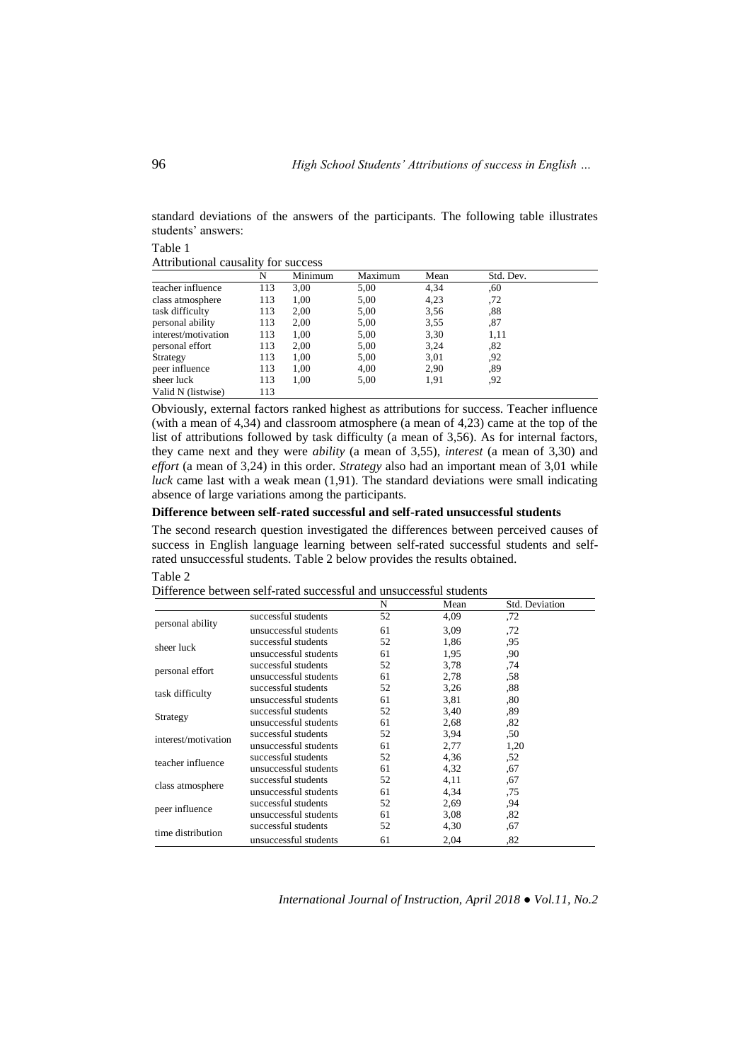standard deviations of the answers of the participants. The following table illustrates students' answers:

Table 1

Attributional causality for success

| | N | Minimum | Maximum | Mean | Std. Dev. |
|---|---|---|---|---|---|
| teacher influence | 113 | 3,00 | 5,00 | 4,34 | ,60 |
| class atmosphere | 113 | 1,00 | 5,00 | 4,23 | ,72 |
| task difficulty | 113 | 2,00 | 5,00 | 3,56 | ,88 |
| personal ability | 113 | 2,00 | 5,00 | 3,55 | ,87 |
| interest/motivation | 113 | 1,00 | 5,00 | 3,30 | 1,11 |
| personal effort | 113 | 2,00 | 5,00 | 3,24 | ,82 |
| Strategy | 113 | 1,00 | 5,00 | 3,01 | ,92 |
| peer influence | 113 | 1,00 | 4,00 | 2,90 | ,89 |
| sheer luck | 113 | 1,00 | 5,00 | 1,91 | ,92 |
| Valid N (listwise) | 113 | | | | |

Obviously, external factors ranked highest as attributions for success. Teacher influence (with a mean of 4,34) and classroom atmosphere (a mean of 4,23) came at the top of the list of attributions followed by task difficulty (a mean of 3,56). As for internal factors, they came next and they were *ability* (a mean of 3,55), *interest* (a mean of 3,30) and *effort* (a mean of 3,24) in this order. *Strategy* also had an important mean of 3,01 while *luck* came last with a weak mean (1,91). The standard deviations were small indicating absence of large variations among the participants.

**Difference between self-rated successful and self-rated unsuccessful students**

The second research question investigated the differences between perceived causes of success in English language learning between self-rated successful students and self-rated unsuccessful students. Table 2 below provides the results obtained.

Table 2

Difference between self-rated successful and unsuccessful students

| | | N | Mean | Std. Deviation |
|---|---|---|---|---|
| personal ability | successful students | 52 | 4,09 | ,72 |
| | unsuccessful students | 61 | 3,09 | ,72 |
| sheer luck | successful students | 52 | 1,86 | ,95 |
| | unsuccessful students | 61 | 1,95 | ,90 |
| personal effort | successful students | 52 | 3,78 | ,74 |
| | unsuccessful students | 61 | 2,78 | ,58 |
| task difficulty | successful students | 52 | 3,26 | ,88 |
| | unsuccessful students | 61 | 3,81 | ,80 |
| Strategy | successful students | 52 | 3,40 | ,89 |
| | unsuccessful students | 61 | 2,68 | ,82 |
| interest/motivation | successful students | 52 | 3,94 | ,50 |
| | unsuccessful students | 61 | 2,77 | 1,20 |
| teacher influence | successful students | 52 | 4,36 | ,52 |
| | unsuccessful students | 61 | 4,32 | ,67 |
| class atmosphere | successful students | 52 | 4,11 | ,67 |
| | unsuccessful students | 61 | 4,34 | ,75 |
| peer influence | successful students | 52 | 2,69 | ,94 |
| | unsuccessful students | 61 | 3,08 | ,82 |
| time distribution | successful students | 52 | 4,30 | ,67 |
| | unsuccessful students | 61 | 2,04 | ,82 |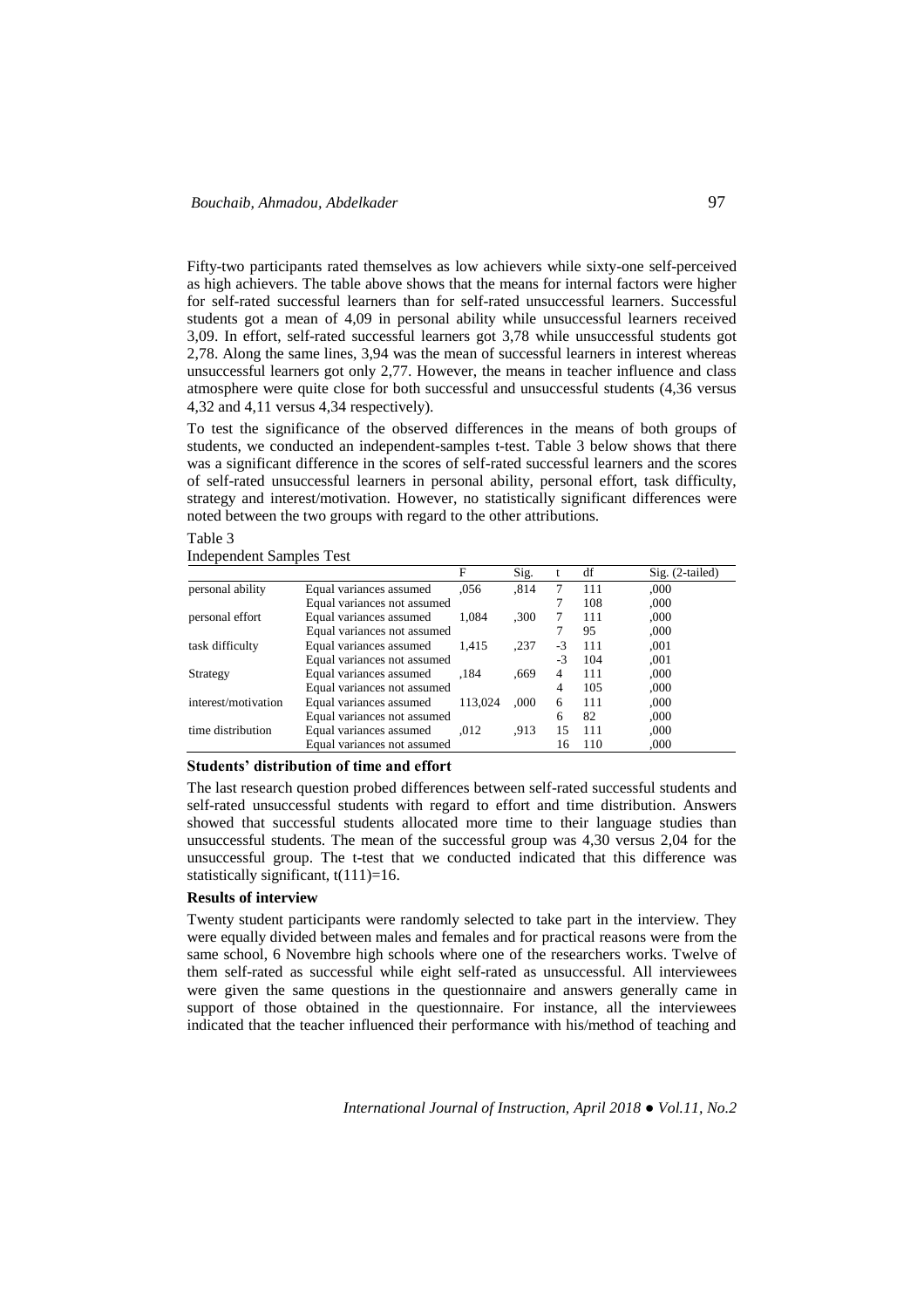Fifty-two participants rated themselves as low achievers while sixty-one self-perceived as high achievers. The table above shows that the means for internal factors were higher for self-rated successful learners than for self-rated unsuccessful learners. Successful students got a mean of 4,09 in personal ability while unsuccessful learners received 3,09. In effort, self-rated successful learners got 3,78 while unsuccessful students got 2,78. Along the same lines, 3,94 was the mean of successful learners in interest whereas unsuccessful learners got only 2,77. However, the means in teacher influence and class atmosphere were quite close for both successful and unsuccessful students (4,36 versus 4,32 and 4,11 versus 4,34 respectively).

To test the significance of the observed differences in the means of both groups of students, we conducted an independent-samples t-test. Table 3 below shows that there was a significant difference in the scores of self-rated successful learners and the scores of self-rated unsuccessful learners in personal ability, personal effort, task difficulty, strategy and interest/motivation. However, no statistically significant differences were noted between the two groups with regard to the other attributions.

Table 3
Independent Samples Test

| | | F | Sig. | t | df | Sig. (2-tailed) |
|---|---|---|---|---|---|---|
| personal ability | Equal variances assumed | ,056 | ,814 | 7 | 111 | ,000 |
| | Equal variances not assumed | | | 7 | 108 | ,000 |
| personal effort | Equal variances assumed | 1,084 | ,300 | 7 | 111 | ,000 |
| | Equal variances not assumed | | | 7 | 95 | ,000 |
| task difficulty | Equal variances assumed | 1,415 | ,237 | -3 | 111 | ,001 |
| | Equal variances not assumed | | | -3 | 104 | ,001 |
| Strategy | Equal variances assumed | ,184 | ,669 | 4 | 111 | ,000 |
| | Equal variances not assumed | | | 4 | 105 | ,000 |
| interest/motivation | Equal variances assumed | 113,024 | ,000 | 6 | 111 | ,000 |
| | Equal variances not assumed | | | 6 | 82 | ,000 |
| time distribution | Equal variances assumed | ,012 | ,913 | 15 | 111 | ,000 |
| | Equal variances not assumed | | | 16 | 110 | ,000 |

### Students' distribution of time and effort

The last research question probed differences between self-rated successful students and self-rated unsuccessful students with regard to effort and time distribution. Answers showed that successful students allocated more time to their language studies than unsuccessful students. The mean of the successful group was 4,30 versus 2,04 for the unsuccessful group. The t-test that we conducted indicated that this difference was statistically significant, $t(111)=16$.

### Results of interview

Twenty student participants were randomly selected to take part in the interview. They were equally divided between males and females and for practical reasons were from the same school, 6 Novembre high schools where one of the researchers works. Twelve of them self-rated as successful while eight self-rated as unsuccessful. All interviewees were given the same questions in the questionnaire and answers generally came in support of those obtained in the questionnaire. For instance, all the interviewees indicated that the teacher influenced their performance with his/method of teaching and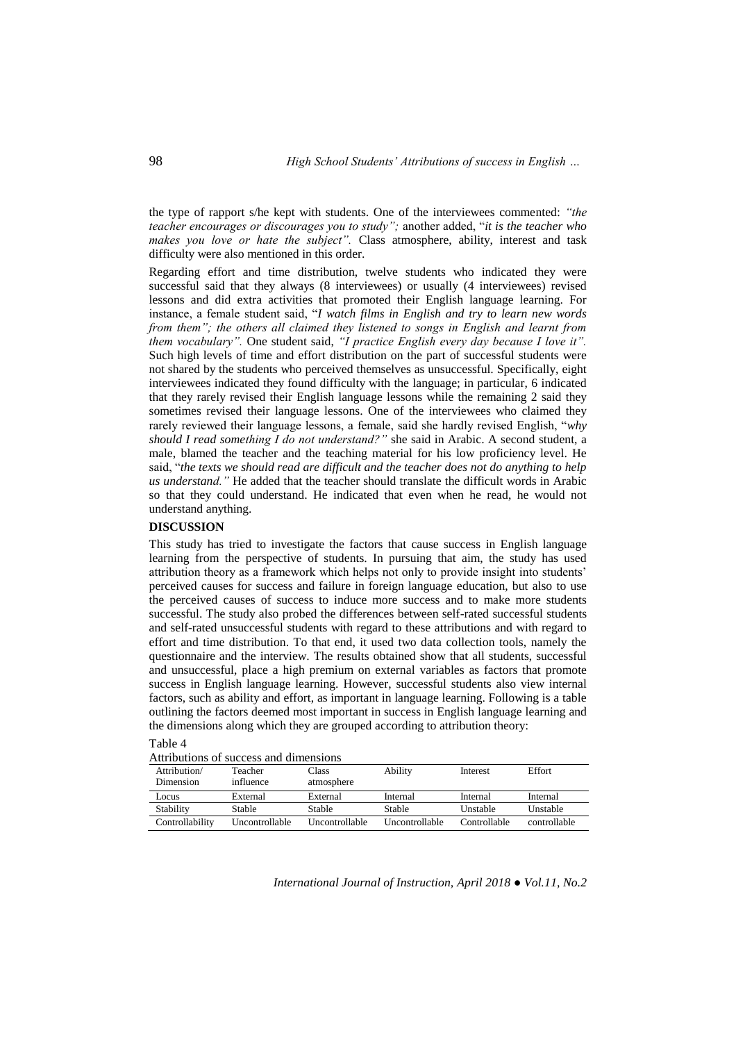the type of rapport s/he kept with students. One of the interviewees commented: *"the teacher encourages or discourages you to study";* another added, "*it is the teacher who makes you love or hate the subject".* Class atmosphere, ability, interest and task difficulty were also mentioned in this order.

Regarding effort and time distribution, twelve students who indicated they were successful said that they always (8 interviewees) or usually (4 interviewees) revised lessons and did extra activities that promoted their English language learning. For instance, a female student said, "*I watch films in English and try to learn new words from them"; the others all claimed they listened to songs in English and learnt from them vocabulary".* One student said, *"I practice English every day because I love it".* Such high levels of time and effort distribution on the part of successful students were not shared by the students who perceived themselves as unsuccessful. Specifically, eight interviewees indicated they found difficulty with the language; in particular, 6 indicated that they rarely revised their English language lessons while the remaining 2 said they sometimes revised their language lessons. One of the interviewees who claimed they rarely reviewed their language lessons, a female, said she hardly revised English, "*why should I read something I do not understand?"* she said in Arabic. A second student, a male, blamed the teacher and the teaching material for his low proficiency level. He said, "*the texts we should read are difficult and the teacher does not do anything to help us understand."* He added that the teacher should translate the difficult words in Arabic so that they could understand. He indicated that even when he read, he would not understand anything.

## DISCUSSION

This study has tried to investigate the factors that cause success in English language learning from the perspective of students. In pursuing that aim, the study has used attribution theory as a framework which helps not only to provide insight into students' perceived causes for success and failure in foreign language education, but also to use the perceived causes of success to induce more success and to make more students successful. The study also probed the differences between self-rated successful students and self-rated unsuccessful students with regard to these attributions and with regard to effort and time distribution. To that end, it used two data collection tools, namely the questionnaire and the interview. The results obtained show that all students, successful and unsuccessful, place a high premium on external variables as factors that promote success in English language learning. However, successful students also view internal factors, such as ability and effort, as important in language learning. Following is a table outlining the factors deemed most important in success in English language learning and the dimensions along which they are grouped according to attribution theory:

Table 4

Attributions of success and dimensions

| Attribution/ Dimension | Teacher influence | Class atmosphere | Ability | Interest | Effort |
|---|---|---|---|---|---|
| Locus | External | External | Internal | Internal | Internal |
| Stability | Stable | Stable | Stable | Unstable | Unstable |
| Controllability | Uncontrollable | Uncontrollable | Uncontrollable | Controllable | controllable |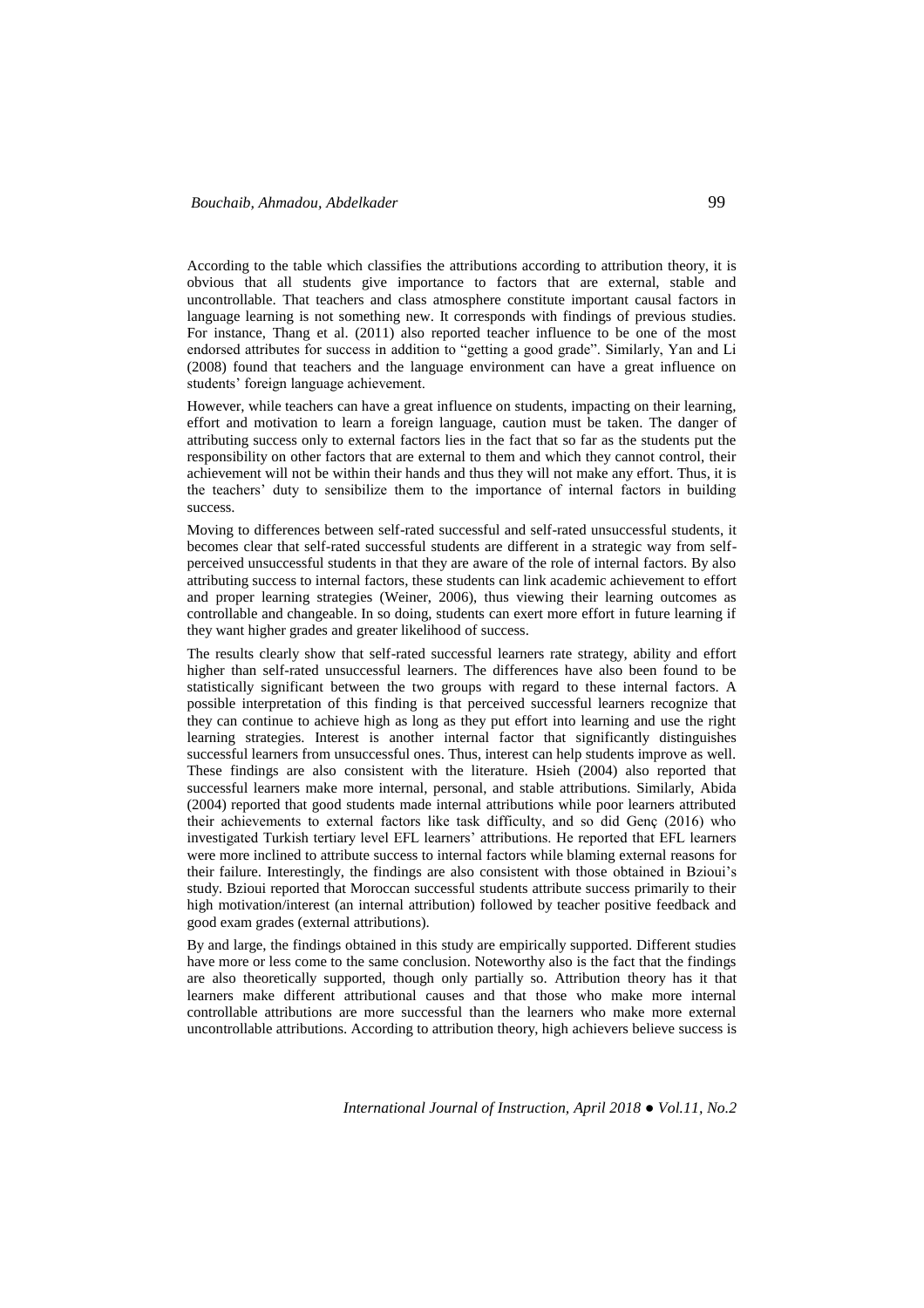According to the table which classifies the attributions according to attribution theory, it is obvious that all students give importance to factors that are external, stable and uncontrollable. That teachers and class atmosphere constitute important causal factors in language learning is not something new. It corresponds with findings of previous studies. For instance, Thang et al. (2011) also reported teacher influence to be one of the most endorsed attributes for success in addition to "getting a good grade". Similarly, Yan and Li (2008) found that teachers and the language environment can have a great influence on students' foreign language achievement.

However, while teachers can have a great influence on students, impacting on their learning, effort and motivation to learn a foreign language, caution must be taken. The danger of attributing success only to external factors lies in the fact that so far as the students put the responsibility on other factors that are external to them and which they cannot control, their achievement will not be within their hands and thus they will not make any effort. Thus, it is the teachers' duty to sensibilize them to the importance of internal factors in building success.

Moving to differences between self-rated successful and self-rated unsuccessful students, it becomes clear that self-rated successful students are different in a strategic way from self-perceived unsuccessful students in that they are aware of the role of internal factors. By also attributing success to internal factors, these students can link academic achievement to effort and proper learning strategies (Weiner, 2006), thus viewing their learning outcomes as controllable and changeable. In so doing, students can exert more effort in future learning if they want higher grades and greater likelihood of success.

The results clearly show that self-rated successful learners rate strategy, ability and effort higher than self-rated unsuccessful learners. The differences have also been found to be statistically significant between the two groups with regard to these internal factors. A possible interpretation of this finding is that perceived successful learners recognize that they can continue to achieve high as long as they put effort into learning and use the right learning strategies. Interest is another internal factor that significantly distinguishes successful learners from unsuccessful ones. Thus, interest can help students improve as well. These findings are also consistent with the literature. Hsieh (2004) also reported that successful learners make more internal, personal, and stable attributions. Similarly, Abida (2004) reported that good students made internal attributions while poor learners attributed their achievements to external factors like task difficulty, and so did Genç (2016) who investigated Turkish tertiary level EFL learners' attributions. He reported that EFL learners were more inclined to attribute success to internal factors while blaming external reasons for their failure. Interestingly, the findings are also consistent with those obtained in Bzioui's study. Bzioui reported that Moroccan successful students attribute success primarily to their high motivation/interest (an internal attribution) followed by teacher positive feedback and good exam grades (external attributions).

By and large, the findings obtained in this study are empirically supported. Different studies have more or less come to the same conclusion. Noteworthy also is the fact that the findings are also theoretically supported, though only partially so. Attribution theory has it that learners make different attributional causes and that those who make more internal controllable attributions are more successful than the learners who make more external uncontrollable attributions. According to attribution theory, high achievers believe success is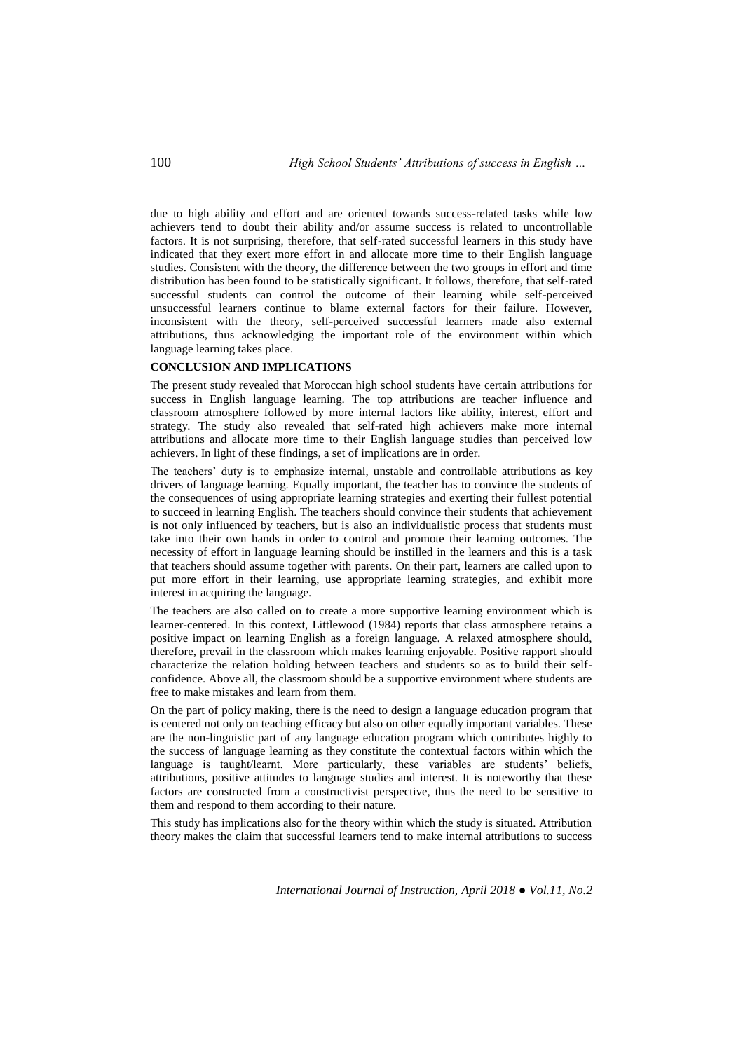due to high ability and effort and are oriented towards success-related tasks while low achievers tend to doubt their ability and/or assume success is related to uncontrollable factors. It is not surprising, therefore, that self-rated successful learners in this study have indicated that they exert more effort in and allocate more time to their English language studies. Consistent with the theory, the difference between the two groups in effort and time distribution has been found to be statistically significant. It follows, therefore, that self-rated successful students can control the outcome of their learning while self-perceived unsuccessful learners continue to blame external factors for their failure. However, inconsistent with the theory, self-perceived successful learners made also external attributions, thus acknowledging the important role of the environment within which language learning takes place.

## CONCLUSION AND IMPLICATIONS

The present study revealed that Moroccan high school students have certain attributions for success in English language learning. The top attributions are teacher influence and classroom atmosphere followed by more internal factors like ability, interest, effort and strategy. The study also revealed that self-rated high achievers make more internal attributions and allocate more time to their English language studies than perceived low achievers. In light of these findings, a set of implications are in order.

The teachers' duty is to emphasize internal, unstable and controllable attributions as key drivers of language learning. Equally important, the teacher has to convince the students of the consequences of using appropriate learning strategies and exerting their fullest potential to succeed in learning English. The teachers should convince their students that achievement is not only influenced by teachers, but is also an individualistic process that students must take into their own hands in order to control and promote their learning outcomes. The necessity of effort in language learning should be instilled in the learners and this is a task that teachers should assume together with parents. On their part, learners are called upon to put more effort in their learning, use appropriate learning strategies, and exhibit more interest in acquiring the language.

The teachers are also called on to create a more supportive learning environment which is learner-centered. In this context, Littlewood (1984) reports that class atmosphere retains a positive impact on learning English as a foreign language. A relaxed atmosphere should, therefore, prevail in the classroom which makes learning enjoyable. Positive rapport should characterize the relation holding between teachers and students so as to build their self-confidence. Above all, the classroom should be a supportive environment where students are free to make mistakes and learn from them.

On the part of policy making, there is the need to design a language education program that is centered not only on teaching efficacy but also on other equally important variables. These are the non-linguistic part of any language education program which contributes highly to the success of language learning as they constitute the contextual factors within which the language is taught/learnt. More particularly, these variables are students' beliefs, attributions, positive attitudes to language studies and interest. It is noteworthy that these factors are constructed from a constructivist perspective, thus the need to be sensitive to them and respond to them according to their nature.

This study has implications also for the theory within which the study is situated. Attribution theory makes the claim that successful learners tend to make internal attributions to success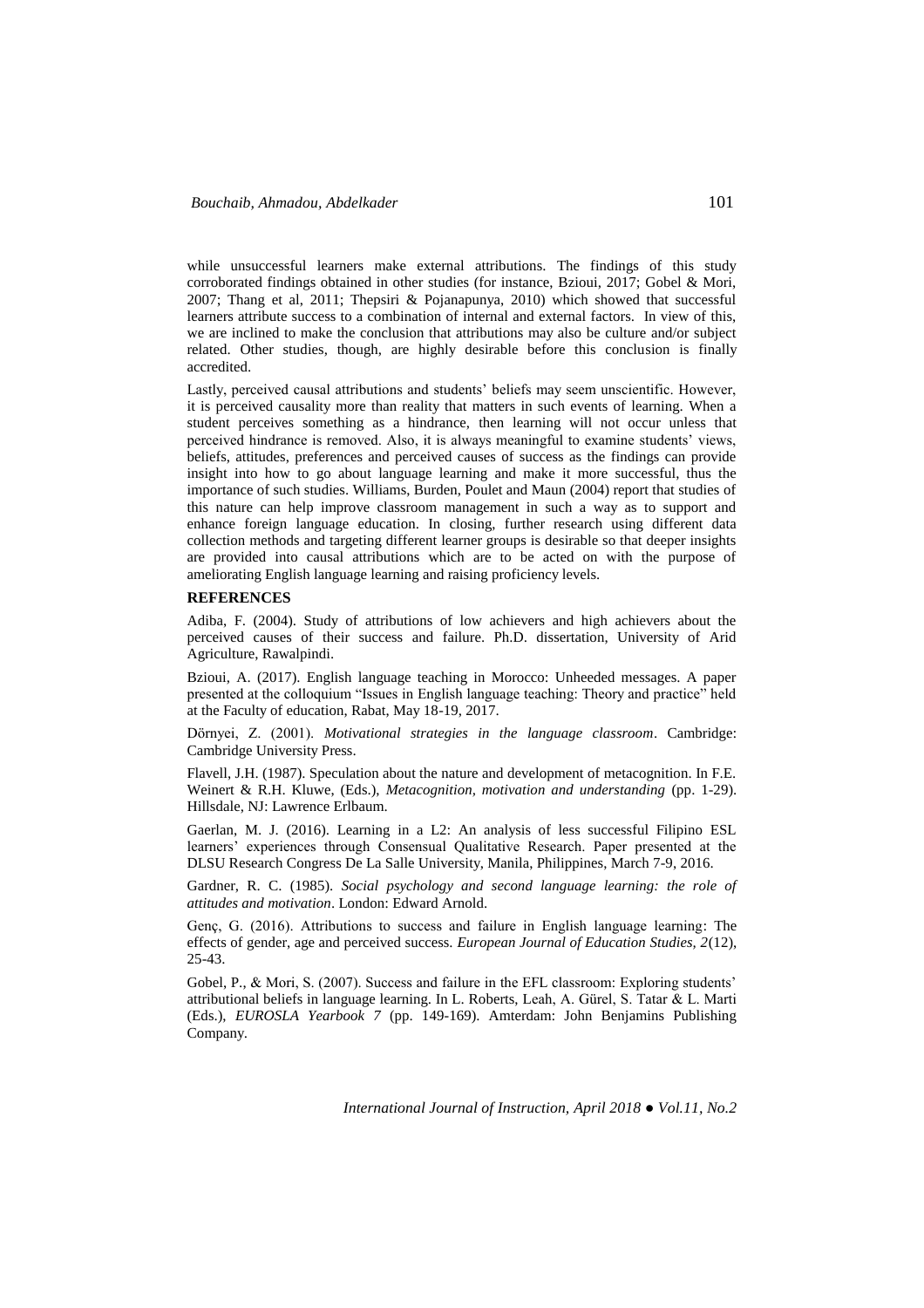while unsuccessful learners make external attributions. The findings of this study corroborated findings obtained in other studies (for instance, Bzioui, 2017; Gobel & Mori, 2007; Thang et al, 2011; Thepsiri & Pojanapunya, 2010) which showed that successful learners attribute success to a combination of internal and external factors. In view of this, we are inclined to make the conclusion that attributions may also be culture and/or subject related. Other studies, though, are highly desirable before this conclusion is finally accredited.

Lastly, perceived causal attributions and students' beliefs may seem unscientific. However, it is perceived causality more than reality that matters in such events of learning. When a student perceives something as a hindrance, then learning will not occur unless that perceived hindrance is removed. Also, it is always meaningful to examine students' views, beliefs, attitudes, preferences and perceived causes of success as the findings can provide insight into how to go about language learning and make it more successful, thus the importance of such studies. Williams, Burden, Poulet and Maun (2004) report that studies of this nature can help improve classroom management in such a way as to support and enhance foreign language education. In closing, further research using different data collection methods and targeting different learner groups is desirable so that deeper insights are provided into causal attributions which are to be acted on with the purpose of ameliorating English language learning and raising proficiency levels.

## REFERENCES

Adiba, F. (2004). Study of attributions of low achievers and high achievers about the perceived causes of their success and failure. Ph.D. dissertation, University of Arid Agriculture, Rawalpindi.

Bzioui, A. (2017). English language teaching in Morocco: Unheeded messages. A paper presented at the colloquium "Issues in English language teaching: Theory and practice" held at the Faculty of education, Rabat, May 18-19, 2017.

Dörnyei, Z. (2001). *Motivational strategies in the language classroom*. Cambridge: Cambridge University Press.

Flavell, J.H. (1987). Speculation about the nature and development of metacognition. In F.E. Weinert & R.H. Kluwe, (Eds.), *Metacognition, motivation and understanding* (pp. 1-29). Hillsdale, NJ: Lawrence Erlbaum.

Gaerlan, M. J. (2016). Learning in a L2: An analysis of less successful Filipino ESL learners' experiences through Consensual Qualitative Research. Paper presented at the DLSU Research Congress De La Salle University, Manila, Philippines, March 7-9, 2016.

Gardner, R. C. (1985). *Social psychology and second language learning: the role of attitudes and motivation*. London: Edward Arnold.

Genç, G. (2016). Attributions to success and failure in English language learning: The effects of gender, age and perceived success. *European Journal of Education Studies, 2*(12), 25-43.

Gobel, P., & Mori, S. (2007). Success and failure in the EFL classroom: Exploring students' attributional beliefs in language learning. In L. Roberts, Leah, A. Gürel, S. Tatar & L. Marti (Eds.), *EUROSLA Yearbook 7* (pp. 149-169). Amterdam: John Benjamins Publishing Company.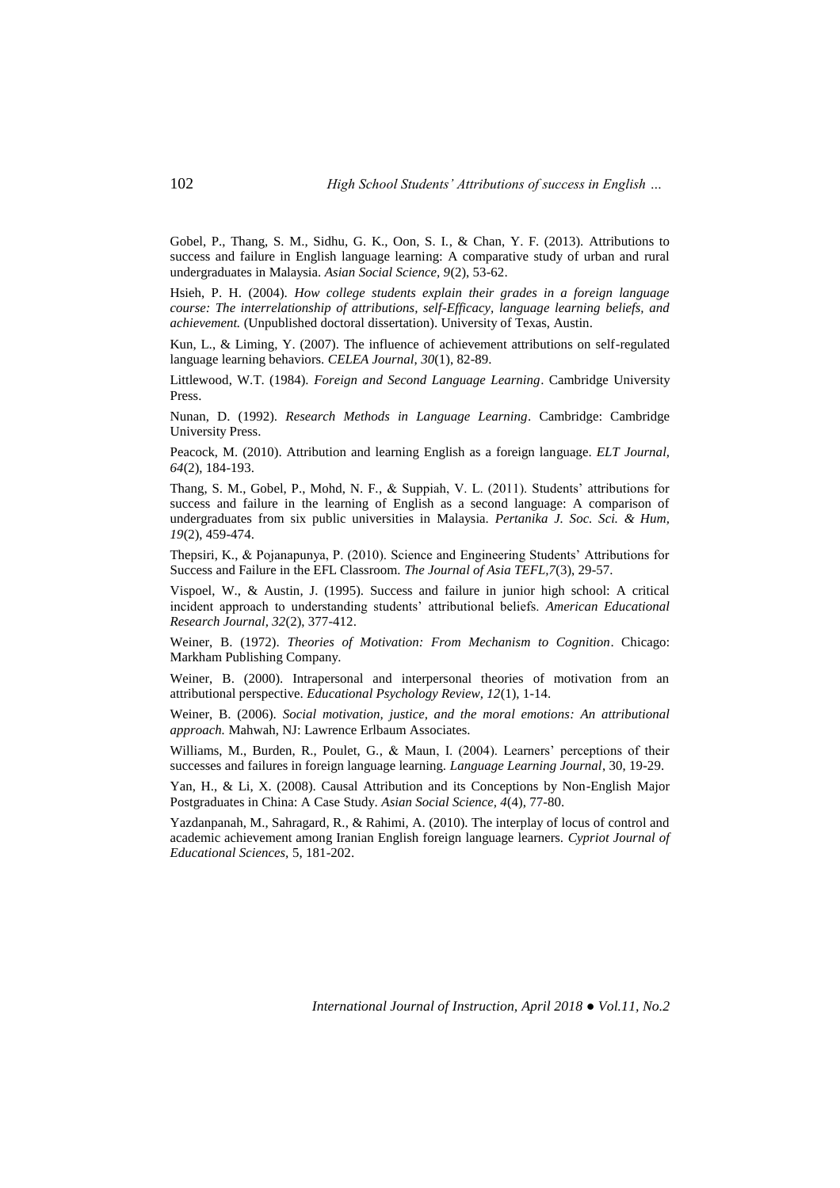Gobel, P., Thang, S. M., Sidhu, G. K., Oon, S. I., & Chan, Y. F. (2013). Attributions to success and failure in English language learning: A comparative study of urban and rural undergraduates in Malaysia. *Asian Social Science, 9*(2), 53-62.

Hsieh, P. H. (2004). *How college students explain their grades in a foreign language course: The interrelationship of attributions, self-Efficacy, language learning beliefs, and achievement.* (Unpublished doctoral dissertation). University of Texas, Austin.

Kun, L., & Liming, Y. (2007). The influence of achievement attributions on self-regulated language learning behaviors. *CELEA Journal*, *30*(1), 82-89.

Littlewood, W.T. (1984). *Foreign and Second Language Learning*. Cambridge University Press.

Nunan, D. (1992). *Research Methods in Language Learning*. Cambridge: Cambridge University Press.

Peacock, M. (2010). Attribution and learning English as a foreign language. *ELT Journal, 64*(2), 184-193.

Thang, S. M., Gobel, P., Mohd, N. F., & Suppiah, V. L. (2011). Students' attributions for success and failure in the learning of English as a second language: A comparison of undergraduates from six public universities in Malaysia. *Pertanika J. Soc. Sci. & Hum, 19*(2), 459-474.

Thepsiri, K., & Pojanapunya, P. (2010). Science and Engineering Students' Attributions for Success and Failure in the EFL Classroom. *The Journal of Asia TEFL,7*(3), 29-57.

Vispoel, W., & Austin, J. (1995). Success and failure in junior high school: A critical incident approach to understanding students' attributional beliefs. *American Educational Research Journal, 32*(2), 377-412.

Weiner, B. (1972). *Theories of Motivation: From Mechanism to Cognition*. Chicago: Markham Publishing Company.

Weiner, B. (2000). Intrapersonal and interpersonal theories of motivation from an attributional perspective. *Educational Psychology Review, 12*(1), 1-14.

Weiner, B. (2006). *Social motivation, justice, and the moral emotions: An attributional approach.* Mahwah, NJ: Lawrence Erlbaum Associates.

Williams, M., Burden, R., Poulet, G., & Maun, I. (2004). Learners' perceptions of their successes and failures in foreign language learning. *Language Learning Journal*, 30, 19-29.

Yan, H., & Li, X. (2008). Causal Attribution and its Conceptions by Non-English Major Postgraduates in China: A Case Study. *Asian Social Science, 4*(4), 77-80.

Yazdanpanah, M., Sahragard, R., & Rahimi, A. (2010). The interplay of locus of control and academic achievement among Iranian English foreign language learners. *Cypriot Journal of Educational Sciences*, 5, 181-202.